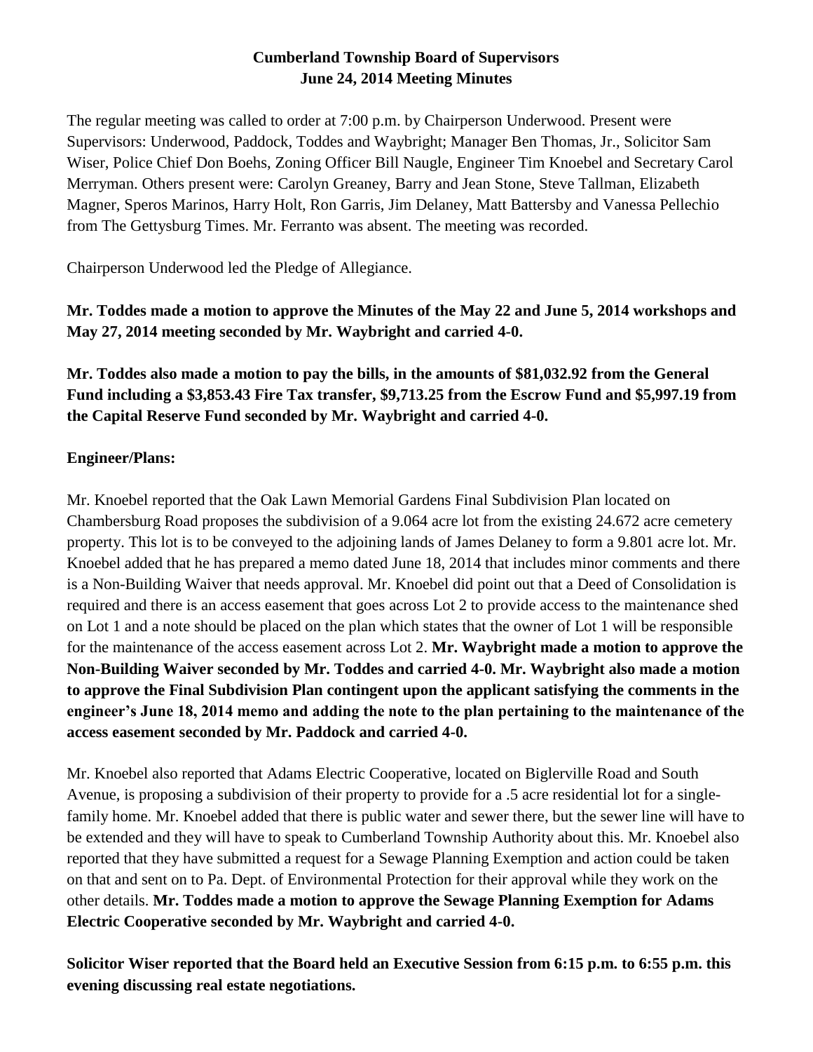**Cumberland Township Board of Supervisors**
**June 24, 2014 Meeting Minutes**

The regular meeting was called to order at 7:00 p.m. by Chairperson Underwood. Present were Supervisors: Underwood, Paddock, Toddes and Waybright; Manager Ben Thomas, Jr., Solicitor Sam Wiser, Police Chief Don Boehs, Zoning Officer Bill Naugle, Engineer Tim Knoebel and Secretary Carol Merryman. Others present were: Carolyn Greaney, Barry and Jean Stone, Steve Tallman, Elizabeth Magner, Speros Marinos, Harry Holt, Ron Garris, Jim Delaney, Matt Battersby and Vanessa Pellechio from The Gettysburg Times. Mr. Ferranto was absent. The meeting was recorded.

Chairperson Underwood led the Pledge of Allegiance.

**Mr. Toddes made a motion to approve the Minutes of the May 22 and June 5, 2014 workshops and May 27, 2014 meeting seconded by Mr. Waybright and carried 4-0.**

**Mr. Toddes also made a motion to pay the bills, in the amounts of $81,032.92 from the General Fund including a $3,853.43 Fire Tax transfer, $9,713.25 from the Escrow Fund and $5,997.19 from the Capital Reserve Fund seconded by Mr. Waybright and carried 4-0.**

**Engineer/Plans:**

Mr. Knoebel reported that the Oak Lawn Memorial Gardens Final Subdivision Plan located on Chambersburg Road proposes the subdivision of a 9.064 acre lot from the existing 24.672 acre cemetery property. This lot is to be conveyed to the adjoining lands of James Delaney to form a 9.801 acre lot. Mr. Knoebel added that he has prepared a memo dated June 18, 2014 that includes minor comments and there is a Non-Building Waiver that needs approval. Mr. Knoebel did point out that a Deed of Consolidation is required and there is an access easement that goes across Lot 2 to provide access to the maintenance shed on Lot 1 and a note should be placed on the plan which states that the owner of Lot 1 will be responsible for the maintenance of the access easement across Lot 2. **Mr. Waybright made a motion to approve the Non-Building Waiver seconded by Mr. Toddes and carried 4-0. Mr. Waybright also made a motion to approve the Final Subdivision Plan contingent upon the applicant satisfying the comments in the engineer's June 18, 2014 memo and adding the note to the plan pertaining to the maintenance of the access easement seconded by Mr. Paddock and carried 4-0.**

Mr. Knoebel also reported that Adams Electric Cooperative, located on Biglerville Road and South Avenue, is proposing a subdivision of their property to provide for a .5 acre residential lot for a single-family home. Mr. Knoebel added that there is public water and sewer there, but the sewer line will have to be extended and they will have to speak to Cumberland Township Authority about this. Mr. Knoebel also reported that they have submitted a request for a Sewage Planning Exemption and action could be taken on that and sent on to Pa. Dept. of Environmental Protection for their approval while they work on the other details. **Mr. Toddes made a motion to approve the Sewage Planning Exemption for Adams Electric Cooperative seconded by Mr. Waybright and carried 4-0.**

**Solicitor Wiser reported that the Board held an Executive Session from 6:15 p.m. to 6:55 p.m. this evening discussing real estate negotiations.**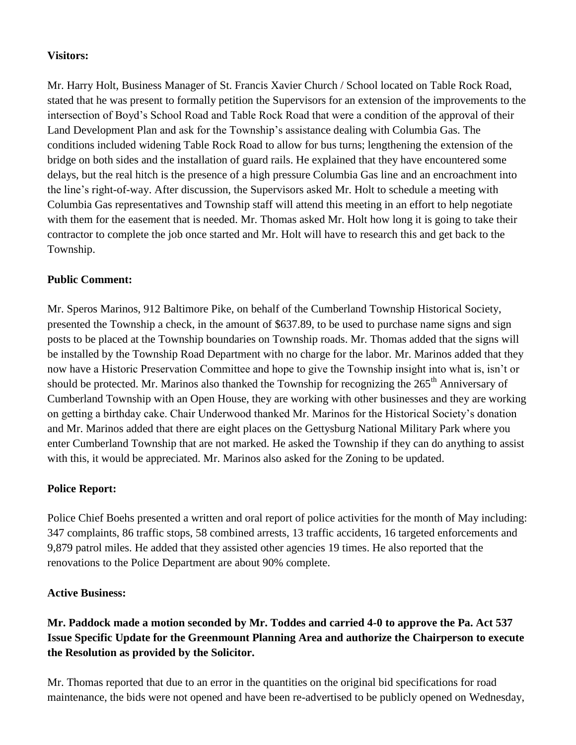**Visitors:**

Mr. Harry Holt, Business Manager of St. Francis Xavier Church / School located on Table Rock Road, stated that he was present to formally petition the Supervisors for an extension of the improvements to the intersection of Boyd's School Road and Table Rock Road that were a condition of the approval of their Land Development Plan and ask for the Township's assistance dealing with Columbia Gas. The conditions included widening Table Rock Road to allow for bus turns; lengthening the extension of the bridge on both sides and the installation of guard rails. He explained that they have encountered some delays, but the real hitch is the presence of a high pressure Columbia Gas line and an encroachment into the line's right-of-way. After discussion, the Supervisors asked Mr. Holt to schedule a meeting with Columbia Gas representatives and Township staff will attend this meeting in an effort to help negotiate with them for the easement that is needed. Mr. Thomas asked Mr. Holt how long it is going to take their contractor to complete the job once started and Mr. Holt will have to research this and get back to the Township.

**Public Comment:**

Mr. Speros Marinos, 912 Baltimore Pike, on behalf of the Cumberland Township Historical Society, presented the Township a check, in the amount of $637.89, to be used to purchase name signs and sign posts to be placed at the Township boundaries on Township roads. Mr. Thomas added that the signs will be installed by the Township Road Department with no charge for the labor. Mr. Marinos added that they now have a Historic Preservation Committee and hope to give the Township insight into what is, isn't or should be protected. Mr. Marinos also thanked the Township for recognizing the 265th Anniversary of Cumberland Township with an Open House, they are working with other businesses and they are working on getting a birthday cake. Chair Underwood thanked Mr. Marinos for the Historical Society's donation and Mr. Marinos added that there are eight places on the Gettysburg National Military Park where you enter Cumberland Township that are not marked. He asked the Township if they can do anything to assist with this, it would be appreciated. Mr. Marinos also asked for the Zoning to be updated.

**Police Report:**

Police Chief Boehs presented a written and oral report of police activities for the month of May including: 347 complaints, 86 traffic stops, 58 combined arrests, 13 traffic accidents, 16 targeted enforcements and 9,879 patrol miles. He added that they assisted other agencies 19 times. He also reported that the renovations to the Police Department are about 90% complete.

**Active Business:**

**Mr. Paddock made a motion seconded by Mr. Toddes and carried 4-0 to approve the Pa. Act 537 Issue Specific Update for the Greenmount Planning Area and authorize the Chairperson to execute the Resolution as provided by the Solicitor.**

Mr. Thomas reported that due to an error in the quantities on the original bid specifications for road maintenance, the bids were not opened and have been re-advertised to be publicly opened on Wednesday,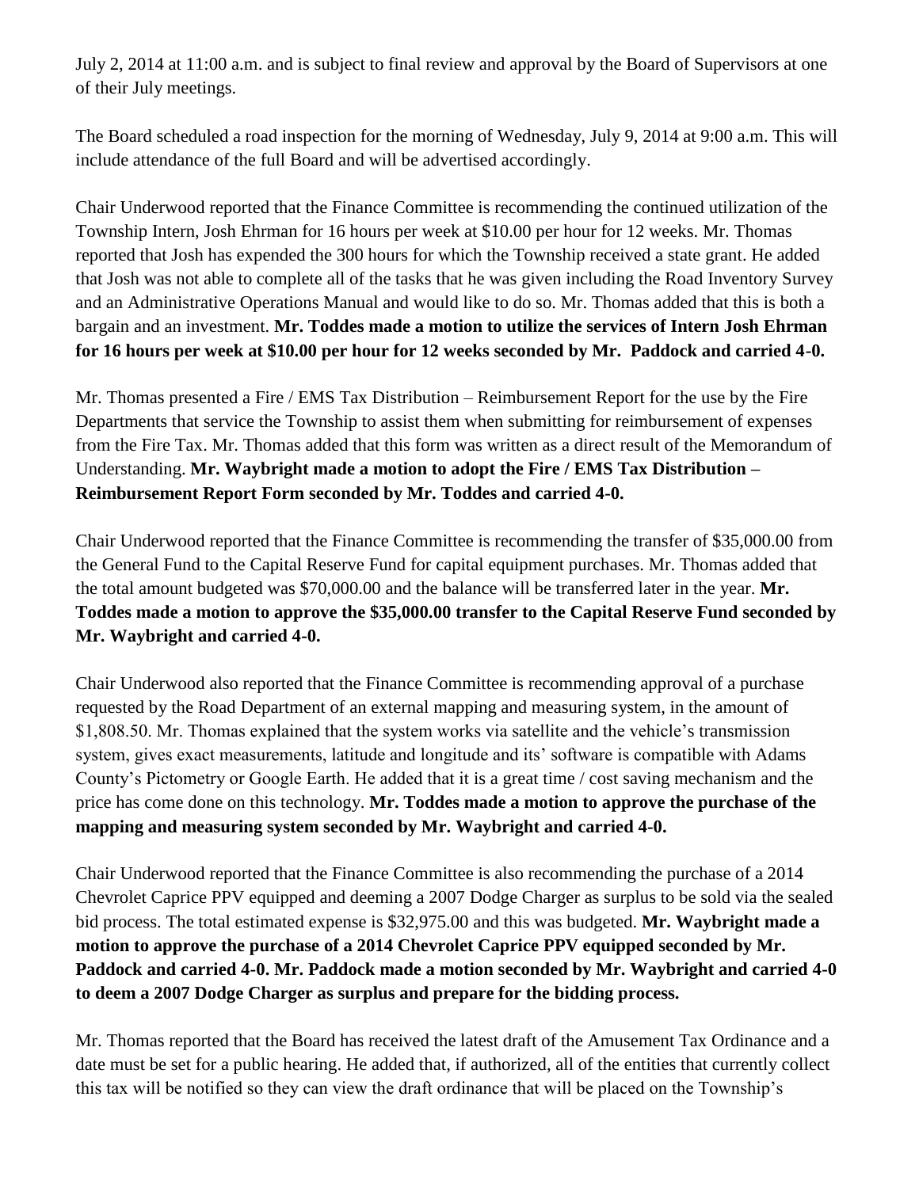July 2, 2014 at 11:00 a.m. and is subject to final review and approval by the Board of Supervisors at one of their July meetings.

The Board scheduled a road inspection for the morning of Wednesday, July 9, 2014 at 9:00 a.m. This will include attendance of the full Board and will be advertised accordingly.

Chair Underwood reported that the Finance Committee is recommending the continued utilization of the Township Intern, Josh Ehrman for 16 hours per week at $10.00 per hour for 12 weeks. Mr. Thomas reported that Josh has expended the 300 hours for which the Township received a state grant. He added that Josh was not able to complete all of the tasks that he was given including the Road Inventory Survey and an Administrative Operations Manual and would like to do so. Mr. Thomas added that this is both a bargain and an investment. **Mr. Toddes made a motion to utilize the services of Intern Josh Ehrman for 16 hours per week at $10.00 per hour for 12 weeks seconded by Mr. Paddock and carried 4-0.**

Mr. Thomas presented a Fire / EMS Tax Distribution – Reimbursement Report for the use by the Fire Departments that service the Township to assist them when submitting for reimbursement of expenses from the Fire Tax. Mr. Thomas added that this form was written as a direct result of the Memorandum of Understanding. **Mr. Waybright made a motion to adopt the Fire / EMS Tax Distribution – Reimbursement Report Form seconded by Mr. Toddes and carried 4-0.**

Chair Underwood reported that the Finance Committee is recommending the transfer of $35,000.00 from the General Fund to the Capital Reserve Fund for capital equipment purchases. Mr. Thomas added that the total amount budgeted was $70,000.00 and the balance will be transferred later in the year. **Mr. Toddes made a motion to approve the $35,000.00 transfer to the Capital Reserve Fund seconded by Mr. Waybright and carried 4-0.**

Chair Underwood also reported that the Finance Committee is recommending approval of a purchase requested by the Road Department of an external mapping and measuring system, in the amount of $1,808.50. Mr. Thomas explained that the system works via satellite and the vehicle's transmission system, gives exact measurements, latitude and longitude and its' software is compatible with Adams County's Pictometry or Google Earth. He added that it is a great time / cost saving mechanism and the price has come done on this technology. **Mr. Toddes made a motion to approve the purchase of the mapping and measuring system seconded by Mr. Waybright and carried 4-0.**

Chair Underwood reported that the Finance Committee is also recommending the purchase of a 2014 Chevrolet Caprice PPV equipped and deeming a 2007 Dodge Charger as surplus to be sold via the sealed bid process. The total estimated expense is $32,975.00 and this was budgeted. **Mr. Waybright made a motion to approve the purchase of a 2014 Chevrolet Caprice PPV equipped seconded by Mr. Paddock and carried 4-0. Mr. Paddock made a motion seconded by Mr. Waybright and carried 4-0 to deem a 2007 Dodge Charger as surplus and prepare for the bidding process.**

Mr. Thomas reported that the Board has received the latest draft of the Amusement Tax Ordinance and a date must be set for a public hearing. He added that, if authorized, all of the entities that currently collect this tax will be notified so they can view the draft ordinance that will be placed on the Township's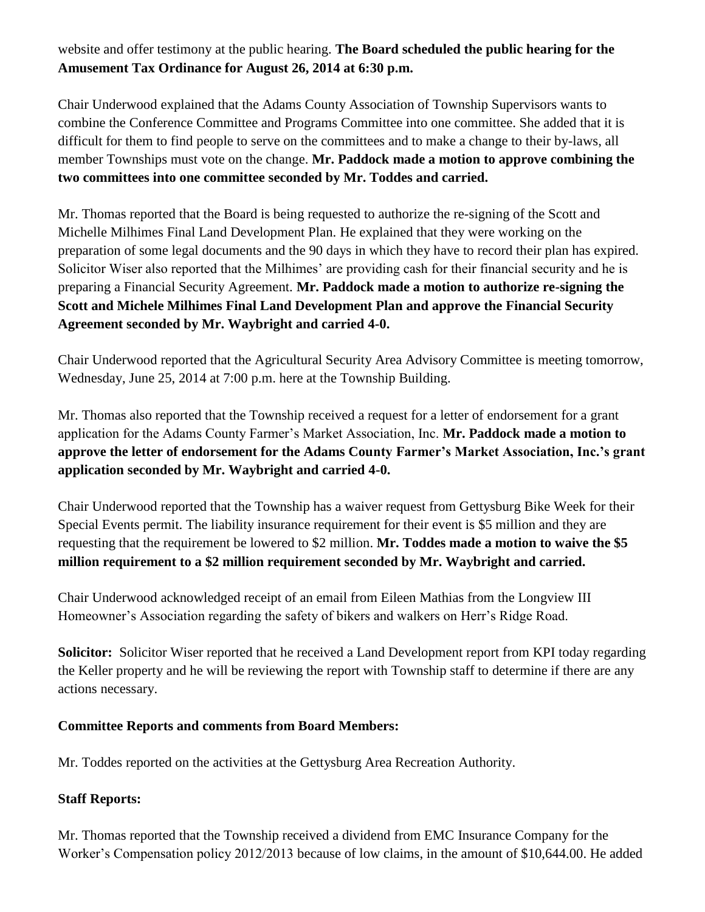website and offer testimony at the public hearing. **The Board scheduled the public hearing for the Amusement Tax Ordinance for August 26, 2014 at 6:30 p.m.**

Chair Underwood explained that the Adams County Association of Township Supervisors wants to combine the Conference Committee and Programs Committee into one committee. She added that it is difficult for them to find people to serve on the committees and to make a change to their by-laws, all member Townships must vote on the change. **Mr. Paddock made a motion to approve combining the two committees into one committee seconded by Mr. Toddes and carried.**

Mr. Thomas reported that the Board is being requested to authorize the re-signing of the Scott and Michelle Milhimes Final Land Development Plan. He explained that they were working on the preparation of some legal documents and the 90 days in which they have to record their plan has expired. Solicitor Wiser also reported that the Milhimes' are providing cash for their financial security and he is preparing a Financial Security Agreement. **Mr. Paddock made a motion to authorize re-signing the Scott and Michele Milhimes Final Land Development Plan and approve the Financial Security Agreement seconded by Mr. Waybright and carried 4-0.**

Chair Underwood reported that the Agricultural Security Area Advisory Committee is meeting tomorrow, Wednesday, June 25, 2014 at 7:00 p.m. here at the Township Building.

Mr. Thomas also reported that the Township received a request for a letter of endorsement for a grant application for the Adams County Farmer's Market Association, Inc. **Mr. Paddock made a motion to approve the letter of endorsement for the Adams County Farmer's Market Association, Inc.'s grant application seconded by Mr. Waybright and carried 4-0.**

Chair Underwood reported that the Township has a waiver request from Gettysburg Bike Week for their Special Events permit. The liability insurance requirement for their event is $5 million and they are requesting that the requirement be lowered to $2 million. **Mr. Toddes made a motion to waive the $5 million requirement to a $2 million requirement seconded by Mr. Waybright and carried.**

Chair Underwood acknowledged receipt of an email from Eileen Mathias from the Longview III Homeowner's Association regarding the safety of bikers and walkers on Herr's Ridge Road.

**Solicitor:** Solicitor Wiser reported that he received a Land Development report from KPI today regarding the Keller property and he will be reviewing the report with Township staff to determine if there are any actions necessary.

**Committee Reports and comments from Board Members:**

Mr. Toddes reported on the activities at the Gettysburg Area Recreation Authority.

**Staff Reports:**

Mr. Thomas reported that the Township received a dividend from EMC Insurance Company for the Worker's Compensation policy 2012/2013 because of low claims, in the amount of $10,644.00. He added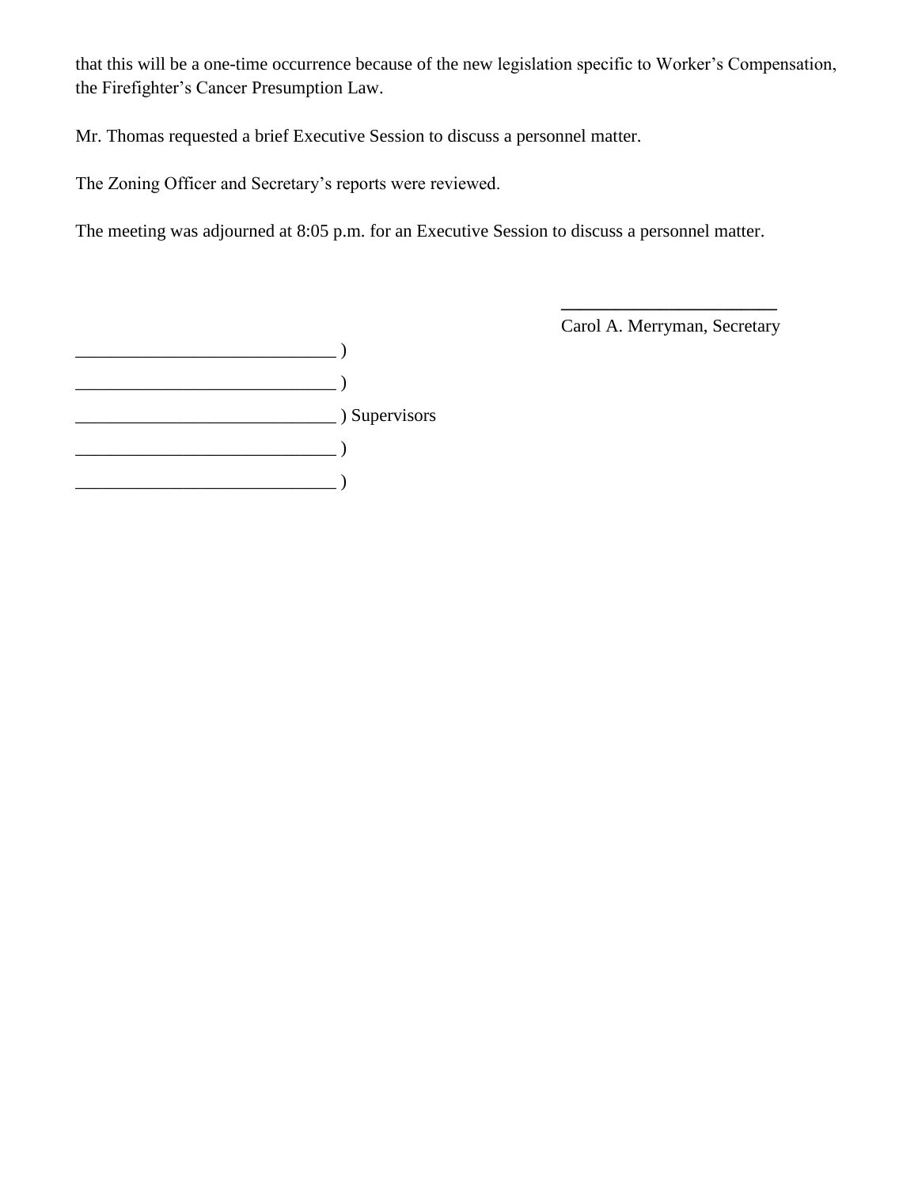that this will be a one-time occurrence because of the new legislation specific to Worker's Compensation, the Firefighter's Cancer Presumption Law.

Mr. Thomas requested a brief Executive Session to discuss a personnel matter.

The Zoning Officer and Secretary's reports were reviewed.

The meeting was adjourned at 8:05 p.m. for an Executive Session to discuss a personnel matter.

\_\_\_\_\_\_\_\_\_\_\_\_\_\_\_\_\_\_\_\_\_\_\_\_
Carol A. Merryman, Secretary

\_\_\_\_\_\_\_\_\_\_\_\_\_\_\_\_\_\_\_\_\_\_\_\_\_\_\_\_\_\_ )
\_\_\_\_\_\_\_\_\_\_\_\_\_\_\_\_\_\_\_\_\_\_\_\_\_\_\_\_\_\_ )
\_\_\_\_\_\_\_\_\_\_\_\_\_\_\_\_\_\_\_\_\_\_\_\_\_\_\_\_\_\_ ) Supervisors
\_\_\_\_\_\_\_\_\_\_\_\_\_\_\_\_\_\_\_\_\_\_\_\_\_\_\_\_\_\_ )
\_\_\_\_\_\_\_\_\_\_\_\_\_\_\_\_\_\_\_\_\_\_\_\_\_\_\_\_\_\_ )